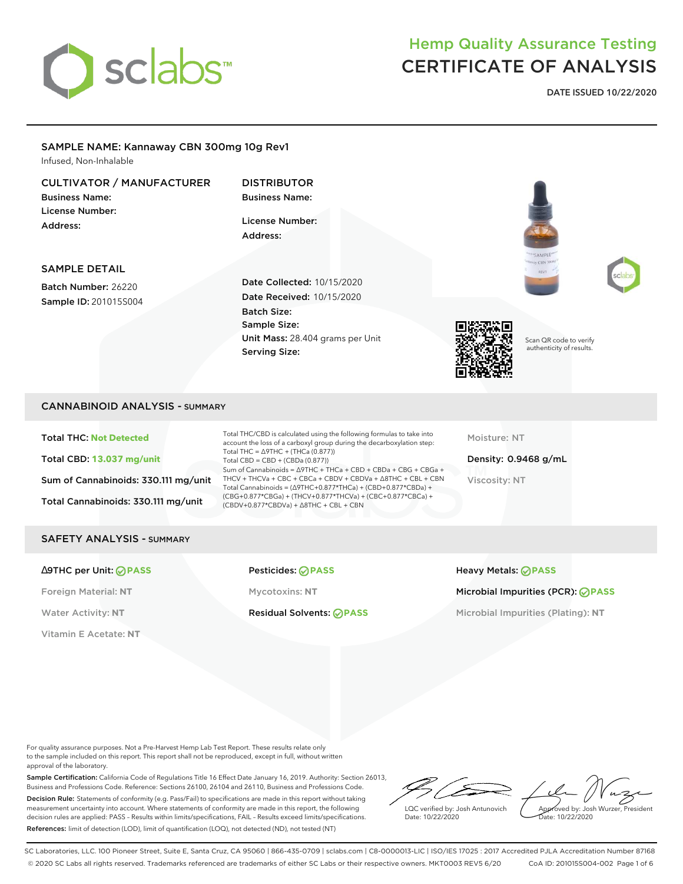# Hemp Quality Assurance Testing
# CERTIFICATE OF ANALYSIS

**DATE ISSUED 10/22/2020**

## SAMPLE NAME: Kannaway CBN 300mg 10g Rev1

Infused, Non-Inhalable

### CULTIVATOR / MANUFACTURER

**Business Name:**
**License Number:**
**Address:**

### DISTRIBUTOR

**Business Name:**
**License Number:**
**Address:**

### SAMPLE DETAIL

**Batch Number:** 26220
**Sample ID:** 201015S004

**Date Collected:** 10/15/2020
**Date Received:** 10/15/2020
**Batch Size:**
**Sample Size:**
**Unit Mass:** 28.404 grams per Unit
**Serving Size:**

Scan QR code to verify authenticity of results.

## CANNABINOID ANALYSIS - SUMMARY

**Total THC:** Not Detected
**Total CBD:** 13.037 mg/unit
**Sum of Cannabinoids:** 330.111 mg/unit
**Total Cannabinoids:** 330.111 mg/unit

Total THC/CBD is calculated using the following formulas to take into account the loss of a carboxyl group during the decarboxylation step:
Total THC = Δ9THC + (THCa (0.877))
Total CBD = CBD + (CBDa (0.877))
Sum of Cannabinoids = Δ9THC + THCa + CBD + CBDa + CBG + CBGa + THCV + THCVa + CBC + CBCa + CBDV + CBDVa + Δ8THC + CBL + CBN
Total Cannabinoids = (Δ9THC+0.877*THCa) + (CBD+0.877*CBDa) + (CBG+0.877*CBGa) + (THCV+0.877*THCVa) + (CBC+0.877*CBCa) + (CBDV+0.877*CBDVa) + Δ8THC + CBL + CBN

Moisture: NT
**Density:** 0.9468 g/mL
Viscosity: NT

## SAFETY ANALYSIS - SUMMARY

**Δ9THC per Unit:** PASS
Foreign Material: NT
Water Activity: NT
Vitamin E Acetate: NT

**Pesticides:** PASS
Mycotoxins: NT
**Residual Solvents:** PASS

**Heavy Metals:** PASS
**Microbial Impurities (PCR):** PASS
Microbial Impurities (Plating): NT

For quality assurance purposes. Not a Pre-Harvest Hemp Lab Test Report. These results relate only to the sample included on this report. This report shall not be reproduced, except in full, without written approval of the laboratory.

**Sample Certification:** California Code of Regulations Title 16 Effect Date January 16, 2019. Authority: Section 26013, Business and Professions Code. Reference: Sections 26100, 26104 and 26110, Business and Professions Code.

**Decision Rule:** Statements of conformity (e.g. Pass/Fail) to specifications are made in this report without taking measurement uncertainty into account. Where statements of conformity are made in this report, the following decision rules are applied: PASS - Results within limits/specifications, FAIL - Results exceed limits/specifications.

**References:** limit of detection (LOD), limit of quantification (LOQ), not detected (ND), not tested (NT)

LQC verified by: Josh Antunovich
Date: 10/22/2020

Approved by: Josh Wurzer, President
Date: 10/22/2020

SC Laboratories, LLC. 100 Pioneer Street, Suite E, Santa Cruz, CA 95060 | 866-435-0709 | sclabs.com | C8-0000013-LIC | ISO/IES 17025 : 2017 Accredited PJLA Accreditation Number 87168
© 2020 SC Labs all rights reserved. Trademarks referenced are trademarks of either SC Labs or their respective owners. MKT0003 REV5 6/20 CoA ID: 201015S004-002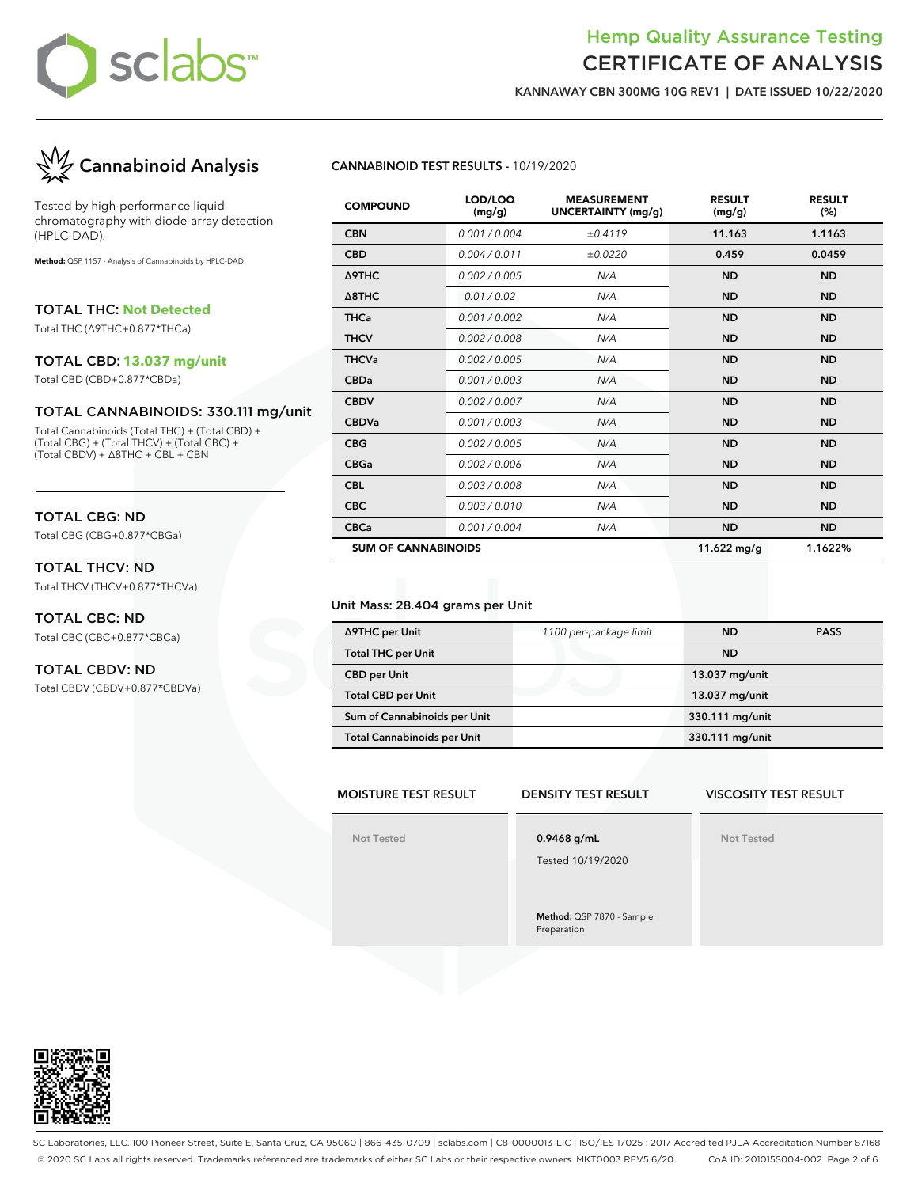# Hemp Quality Assurance Testing
# CERTIFICATE OF ANALYSIS

**KANNAWAY CBN 300MG 10G REV1 | DATE ISSUED 10/22/2020**

## Cannabinoid Analysis

Tested by high-performance liquid chromatography with diode-array detection (HPLC-DAD).

**Method:** QSP 1157 - Analysis of Cannabinoids by HPLC-DAD

### TOTAL THC: Not Detected

Total THC (Δ9THC+0.877*THCa)

### TOTAL CBD: 13.037 mg/unit

Total CBD (CBD+0.877*CBDa)

### TOTAL CANNABINOIDS: 330.111 mg/unit

Total Cannabinoids (Total THC) + (Total CBD) + (Total CBG) + (Total THCV) + (Total CBC) + (Total CBDV) + Δ8THC + CBL + CBN

### TOTAL CBG: ND

Total CBG (CBG+0.877*CBGa)

### TOTAL THCV: ND

Total THCV (THCV+0.877*THCVa)

### TOTAL CBC: ND

Total CBC (CBC+0.877*CBCa)

### TOTAL CBDV: ND

Total CBDV (CBDV+0.877*CBDVa)

### CANNABINOID TEST RESULTS - 10/19/2020

| COMPOUND | LOD/LOQ (mg/g) | MEASUREMENT UNCERTAINTY (mg/g) | RESULT (mg/g) | RESULT (%) |
|---|---|---|---|---|
| CBN | 0.001 / 0.004 | ±0.4119 | 11.163 | 1.1163 |
| CBD | 0.004 / 0.011 | ±0.0220 | 0.459 | 0.0459 |
| Δ9THC | 0.002 / 0.005 | N/A | ND | ND |
| Δ8THC | 0.01 / 0.02 | N/A | ND | ND |
| THCa | 0.001 / 0.002 | N/A | ND | ND |
| THCV | 0.002 / 0.008 | N/A | ND | ND |
| THCVa | 0.002 / 0.005 | N/A | ND | ND |
| CBDa | 0.001 / 0.003 | N/A | ND | ND |
| CBDV | 0.002 / 0.007 | N/A | ND | ND |
| CBDVa | 0.001 / 0.003 | N/A | ND | ND |
| CBG | 0.002 / 0.005 | N/A | ND | ND |
| CBGa | 0.002 / 0.006 | N/A | ND | ND |
| CBL | 0.003 / 0.008 | N/A | ND | ND |
| CBC | 0.003 / 0.010 | N/A | ND | ND |
| CBCa | 0.001 / 0.004 | N/A | ND | ND |
| **SUM OF CANNABINOIDS** | | | 11.622 mg/g | 1.1622% |

Unit Mass: 28.404 grams per Unit

| | | | |
|---|---|---|---|
| Δ9THC per Unit | 1100 per-package limit | ND | PASS |
| Total THC per Unit | | ND | |
| CBD per Unit | | 13.037 mg/unit | |
| Total CBD per Unit | | 13.037 mg/unit | |
| Sum of Cannabinoids per Unit | | 330.111 mg/unit | |
| Total Cannabinoids per Unit | | 330.111 mg/unit | |

| MOISTURE TEST RESULT | DENSITY TEST RESULT | VISCOSITY TEST RESULT |
|---|---|---|
| Not Tested | 0.9468 g/mL<br>Tested 10/19/2020<br>**Method:** QSP 7870 - Sample Preparation | Not Tested |

SC Laboratories, LLC. 100 Pioneer Street, Suite E, Santa Cruz, CA 95060 | 866-435-0709 | sclabs.com | C8-0000013-LIC | ISO/IES 17025 : 2017 Accredited PJLA Accreditation Number 87168
© 2020 SC Labs all rights reserved. Trademarks referenced are trademarks of either SC Labs or their respective owners. MKT0003 REV5 6/20 CoA ID: 201015S004-002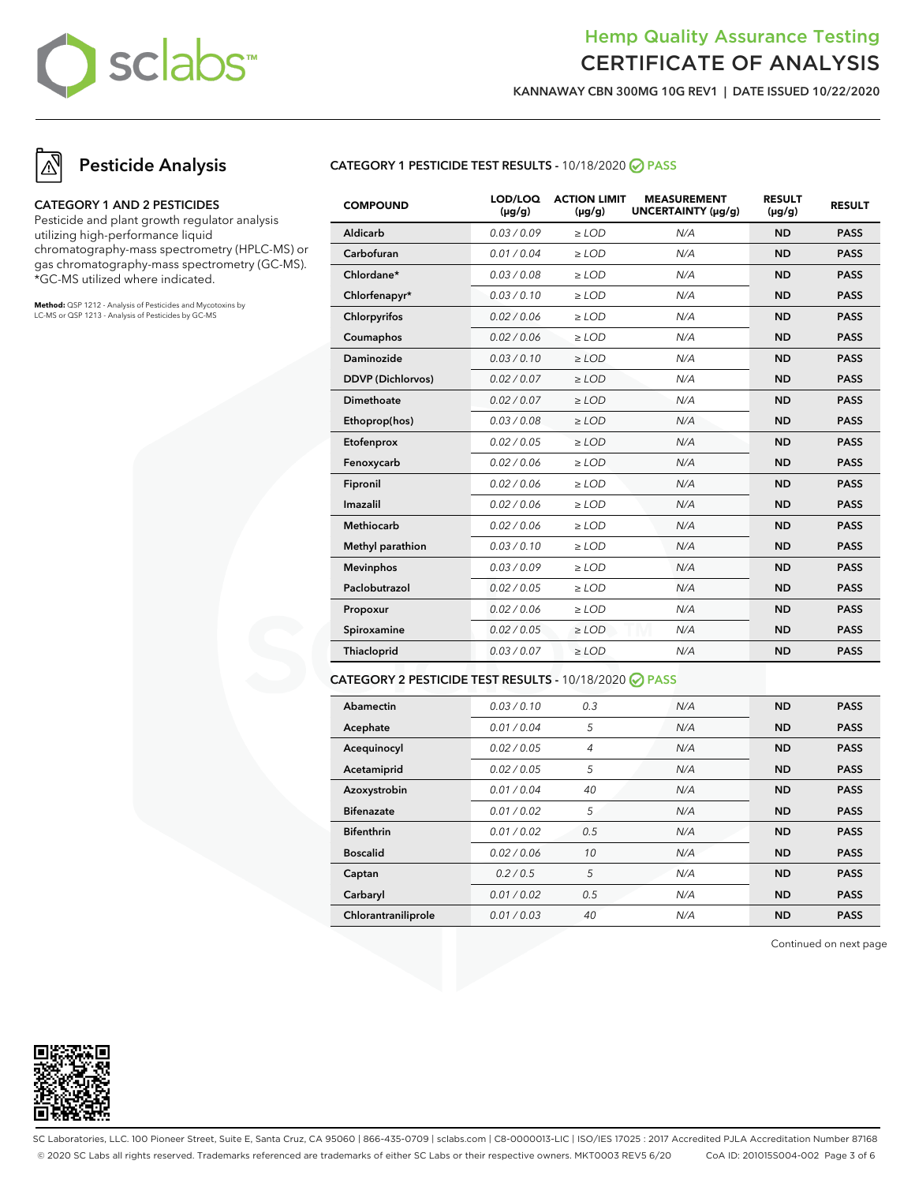## Hemp Quality Assurance Testing
# CERTIFICATE OF ANALYSIS

**KANNAWAY CBN 300MG 10G REV1 | DATE ISSUED 10/22/2020**

## Pesticide Analysis

### CATEGORY 1 AND 2 PESTICIDES

Pesticide and plant growth regulator analysis utilizing high-performance liquid chromatography-mass spectrometry (HPLC-MS) or gas chromatography-mass spectrometry (GC-MS). *GC-MS utilized where indicated.

**Method:** QSP 1212 - Analysis of Pesticides and Mycotoxins by LC-MS or QSP 1213 - Analysis of Pesticides by GC-MS

### CATEGORY 1 PESTICIDE TEST RESULTS - 10/18/2020 PASS

| COMPOUND | LOD/LOQ (µg/g) | ACTION LIMIT (µg/g) | MEASUREMENT UNCERTAINTY (µg/g) | RESULT (µg/g) | RESULT |
|---|---|---|---|---|---|
| Aldicarb | 0.03 / 0.09 | ≥ LOD | N/A | ND | PASS |
| Carbofuran | 0.01 / 0.04 | ≥ LOD | N/A | ND | PASS |
| Chlordane* | 0.03 / 0.08 | ≥ LOD | N/A | ND | PASS |
| Chlorfenapyr* | 0.03 / 0.10 | ≥ LOD | N/A | ND | PASS |
| Chlorpyrifos | 0.02 / 0.06 | ≥ LOD | N/A | ND | PASS |
| Coumaphos | 0.02 / 0.06 | ≥ LOD | N/A | ND | PASS |
| Daminozide | 0.03 / 0.10 | ≥ LOD | N/A | ND | PASS |
| DDVP (Dichlorvos) | 0.02 / 0.07 | ≥ LOD | N/A | ND | PASS |
| Dimethoate | 0.02 / 0.07 | ≥ LOD | N/A | ND | PASS |
| Ethoprop(hos) | 0.03 / 0.08 | ≥ LOD | N/A | ND | PASS |
| Etofenprox | 0.02 / 0.05 | ≥ LOD | N/A | ND | PASS |
| Fenoxycarb | 0.02 / 0.06 | ≥ LOD | N/A | ND | PASS |
| Fipronil | 0.02 / 0.06 | ≥ LOD | N/A | ND | PASS |
| Imazalil | 0.02 / 0.06 | ≥ LOD | N/A | ND | PASS |
| Methiocarb | 0.02 / 0.06 | ≥ LOD | N/A | ND | PASS |
| Methyl parathion | 0.03 / 0.10 | ≥ LOD | N/A | ND | PASS |
| Mevinphos | 0.03 / 0.09 | ≥ LOD | N/A | ND | PASS |
| Paclobutrazol | 0.02 / 0.05 | ≥ LOD | N/A | ND | PASS |
| Propoxur | 0.02 / 0.06 | ≥ LOD | N/A | ND | PASS |
| Spiroxamine | 0.02 / 0.05 | ≥ LOD | N/A | ND | PASS |
| Thiacloprid | 0.03 / 0.07 | ≥ LOD | N/A | ND | PASS |

### CATEGORY 2 PESTICIDE TEST RESULTS - 10/18/2020 PASS

| COMPOUND | LOD/LOQ (µg/g) | ACTION LIMIT (µg/g) | MEASUREMENT UNCERTAINTY (µg/g) | RESULT (µg/g) | RESULT |
|---|---|---|---|---|---|
| Abamectin | 0.03 / 0.10 | 0.3 | N/A | ND | PASS |
| Acephate | 0.01 / 0.04 | 5 | N/A | ND | PASS |
| Acequinocyl | 0.02 / 0.05 | 4 | N/A | ND | PASS |
| Acetamiprid | 0.02 / 0.05 | 5 | N/A | ND | PASS |
| Azoxystrobin | 0.01 / 0.04 | 40 | N/A | ND | PASS |
| Bifenazate | 0.01 / 0.02 | 5 | N/A | ND | PASS |
| Bifenthrin | 0.01 / 0.02 | 0.5 | N/A | ND | PASS |
| Boscalid | 0.02 / 0.06 | 10 | N/A | ND | PASS |
| Captan | 0.2 / 0.5 | 5 | N/A | ND | PASS |
| Carbaryl | 0.01 / 0.02 | 0.5 | N/A | ND | PASS |
| Chlorantraniliprole | 0.01 / 0.03 | 40 | N/A | ND | PASS |

Continued on next page

SC Laboratories, LLC. 100 Pioneer Street, Suite E, Santa Cruz, CA 95060 | 866-435-0709 | sclabs.com | C8-0000013-LIC | ISO/IES 17025 : 2017 Accredited PJLA Accreditation Number 87168
© 2020 SC Labs all rights reserved. Trademarks referenced are trademarks of either SC Labs or their respective owners. MKT0003 REV5 6/20 CoA ID: 201015S004-002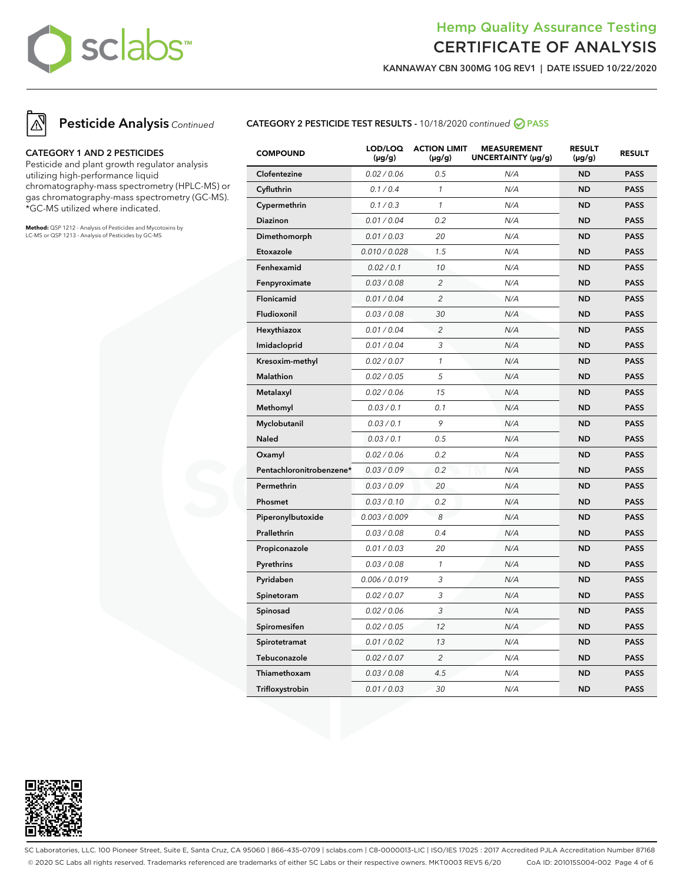# Hemp Quality Assurance Testing
## CERTIFICATE OF ANALYSIS

**KANNAWAY CBN 300MG 10G REV1 | DATE ISSUED 10/22/2020**

## Pesticide Analysis *Continued*

### CATEGORY 1 AND 2 PESTICIDES

Pesticide and plant growth regulator analysis utilizing high-performance liquid chromatography-mass spectrometry (HPLC-MS) or gas chromatography-mass spectrometry (GC-MS). *GC-MS utilized where indicated.

**Method:** QSP 1212 - Analysis of Pesticides and Mycotoxins by LC-MS or QSP 1213 - Analysis of Pesticides by GC-MS

### CATEGORY 2 PESTICIDE TEST RESULTS - 10/18/2020 *continued* PASS

| COMPOUND | LOD/LOQ (µg/g) | ACTION LIMIT (µg/g) | MEASUREMENT UNCERTAINTY (µg/g) | RESULT (µg/g) | RESULT |
|---|---|---|---|---|---|
| Clofentezine | 0.02 / 0.06 | 0.5 | N/A | ND | PASS |
| Cyfluthrin | 0.1 / 0.4 | 1 | N/A | ND | PASS |
| Cypermethrin | 0.1 / 0.3 | 1 | N/A | ND | PASS |
| Diazinon | 0.01 / 0.04 | 0.2 | N/A | ND | PASS |
| Dimethomorph | 0.01 / 0.03 | 20 | N/A | ND | PASS |
| Etoxazole | 0.010 / 0.028 | 1.5 | N/A | ND | PASS |
| Fenhexamid | 0.02 / 0.1 | 10 | N/A | ND | PASS |
| Fenpyroximate | 0.03 / 0.08 | 2 | N/A | ND | PASS |
| Flonicamid | 0.01 / 0.04 | 2 | N/A | ND | PASS |
| Fludioxonil | 0.03 / 0.08 | 30 | N/A | ND | PASS |
| Hexythiazox | 0.01 / 0.04 | 2 | N/A | ND | PASS |
| Imidacloprid | 0.01 / 0.04 | 3 | N/A | ND | PASS |
| Kresoxim-methyl | 0.02 / 0.07 | 1 | N/A | ND | PASS |
| Malathion | 0.02 / 0.05 | 5 | N/A | ND | PASS |
| Metalaxyl | 0.02 / 0.06 | 15 | N/A | ND | PASS |
| Methomyl | 0.03 / 0.1 | 0.1 | N/A | ND | PASS |
| Myclobutanil | 0.03 / 0.1 | 9 | N/A | ND | PASS |
| Naled | 0.03 / 0.1 | 0.5 | N/A | ND | PASS |
| Oxamyl | 0.02 / 0.06 | 0.2 | N/A | ND | PASS |
| Pentachloronitrobenzene* | 0.03 / 0.09 | 0.2 | N/A | ND | PASS |
| Permethrin | 0.03 / 0.09 | 20 | N/A | ND | PASS |
| Phosmet | 0.03 / 0.10 | 0.2 | N/A | ND | PASS |
| Piperonylbutoxide | 0.003 / 0.009 | 8 | N/A | ND | PASS |
| Prallethrin | 0.03 / 0.08 | 0.4 | N/A | ND | PASS |
| Propiconazole | 0.01 / 0.03 | 20 | N/A | ND | PASS |
| Pyrethrins | 0.03 / 0.08 | 1 | N/A | ND | PASS |
| Pyridaben | 0.006 / 0.019 | 3 | N/A | ND | PASS |
| Spinetoram | 0.02 / 0.07 | 3 | N/A | ND | PASS |
| Spinosad | 0.02 / 0.06 | 3 | N/A | ND | PASS |
| Spiromesifen | 0.02 / 0.05 | 12 | N/A | ND | PASS |
| Spirotetramat | 0.01 / 0.02 | 13 | N/A | ND | PASS |
| Tebuconazole | 0.02 / 0.07 | 2 | N/A | ND | PASS |
| Thiamethoxam | 0.03 / 0.08 | 4.5 | N/A | ND | PASS |
| Trifloxystrobin | 0.01 / 0.03 | 30 | N/A | ND | PASS |

SC Laboratories, LLC. 100 Pioneer Street, Suite E, Santa Cruz, CA 95060 | 866-435-0709 | sclabs.com | C8-0000013-LIC | ISO/IES 17025 : 2017 Accredited PJLA Accreditation Number 87168
© 2020 SC Labs all rights reserved. Trademarks referenced are trademarks of either SC Labs or their respective owners. MKT0003 REV5 6/20 CoA ID: 201015S004-002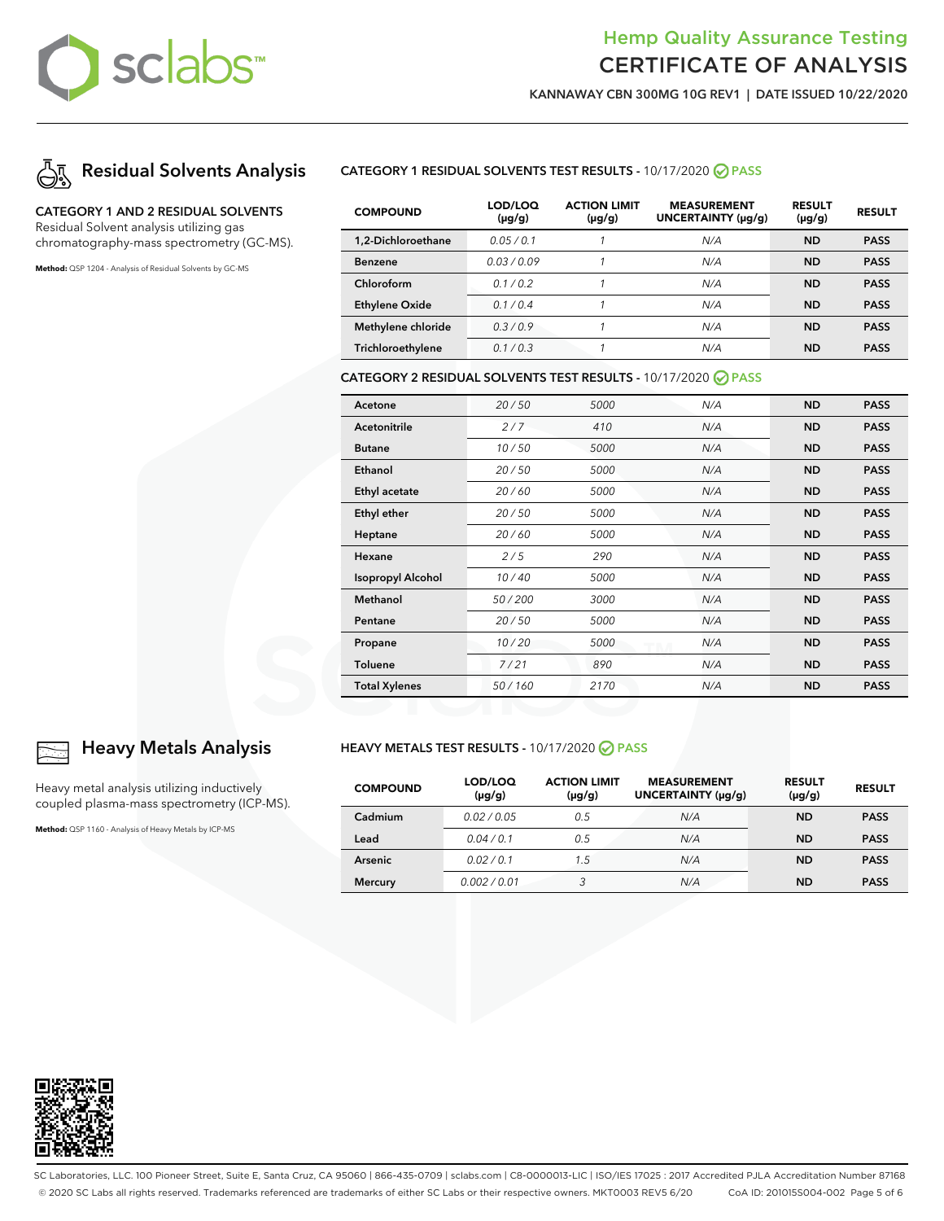# Hemp Quality Assurance Testing
# CERTIFICATE OF ANALYSIS

**KANNAWAY CBN 300MG 10G REV1 | DATE ISSUED 10/22/2020**

## Residual Solvents Analysis

**CATEGORY 1 AND 2 RESIDUAL SOLVENTS**
Residual Solvent analysis utilizing gas chromatography-mass spectrometry (GC-MS).

**Method:** QSP 1204 - Analysis of Residual Solvents by GC-MS

### CATEGORY 1 RESIDUAL SOLVENTS TEST RESULTS - 10/17/2020 PASS

| COMPOUND | LOD/LOQ (µg/g) | ACTION LIMIT (µg/g) | MEASUREMENT UNCERTAINTY (µg/g) | RESULT (µg/g) | RESULT |
|---|---|---|---|---|---|
| 1,2-Dichloroethane | 0.05 / 0.1 | 1 | N/A | ND | PASS |
| Benzene | 0.03 / 0.09 | 1 | N/A | ND | PASS |
| Chloroform | 0.1 / 0.2 | 1 | N/A | ND | PASS |
| Ethylene Oxide | 0.1 / 0.4 | 1 | N/A | ND | PASS |
| Methylene chloride | 0.3 / 0.9 | 1 | N/A | ND | PASS |
| Trichloroethylene | 0.1 / 0.3 | 1 | N/A | ND | PASS |

### CATEGORY 2 RESIDUAL SOLVENTS TEST RESULTS - 10/17/2020 PASS

| COMPOUND | LOD/LOQ (µg/g) | ACTION LIMIT (µg/g) | MEASUREMENT UNCERTAINTY (µg/g) | RESULT (µg/g) | RESULT |
|---|---|---|---|---|---|
| Acetone | 20 / 50 | 5000 | N/A | ND | PASS |
| Acetonitrile | 2 / 7 | 410 | N/A | ND | PASS |
| Butane | 10 / 50 | 5000 | N/A | ND | PASS |
| Ethanol | 20 / 50 | 5000 | N/A | ND | PASS |
| Ethyl acetate | 20 / 60 | 5000 | N/A | ND | PASS |
| Ethyl ether | 20 / 50 | 5000 | N/A | ND | PASS |
| Heptane | 20 / 60 | 5000 | N/A | ND | PASS |
| Hexane | 2 / 5 | 290 | N/A | ND | PASS |
| Isopropyl Alcohol | 10 / 40 | 5000 | N/A | ND | PASS |
| Methanol | 50 / 200 | 3000 | N/A | ND | PASS |
| Pentane | 20 / 50 | 5000 | N/A | ND | PASS |
| Propane | 10 / 20 | 5000 | N/A | ND | PASS |
| Toluene | 7 / 21 | 890 | N/A | ND | PASS |
| Total Xylenes | 50 / 160 | 2170 | N/A | ND | PASS |

## Heavy Metals Analysis

Heavy metal analysis utilizing inductively coupled plasma-mass spectrometry (ICP-MS).

**Method:** QSP 1160 - Analysis of Heavy Metals by ICP-MS

### HEAVY METALS TEST RESULTS - 10/17/2020 PASS

| COMPOUND | LOD/LOQ (µg/g) | ACTION LIMIT (µg/g) | MEASUREMENT UNCERTAINTY (µg/g) | RESULT (µg/g) | RESULT |
|---|---|---|---|---|---|
| Cadmium | 0.02 / 0.05 | 0.5 | N/A | ND | PASS |
| Lead | 0.04 / 0.1 | 0.5 | N/A | ND | PASS |
| Arsenic | 0.02 / 0.1 | 1.5 | N/A | ND | PASS |
| Mercury | 0.002 / 0.01 | 3 | N/A | ND | PASS |

SC Laboratories, LLC. 100 Pioneer Street, Suite E, Santa Cruz, CA 95060 | 866-435-0709 | sclabs.com | C8-0000013-LIC | ISO/IES 17025 : 2017 Accredited PJLA Accreditation Number 87168
© 2020 SC Labs all rights reserved. Trademarks referenced are trademarks of either SC Labs or their respective owners. MKT0003 REV5 6/20 CoA ID: 201015S004-002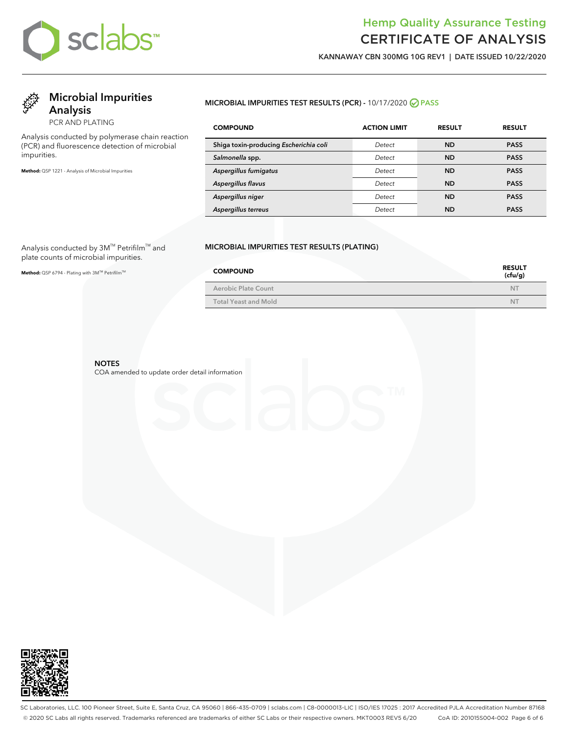## Microbial Impurities Analysis

PCR AND PLATING

Analysis conducted by polymerase chain reaction (PCR) and fluorescence detection of microbial impurities.

**Method:** QSP 1221 - Analysis of Microbial Impurities

### MICROBIAL IMPURITIES TEST RESULTS (PCR) - 10/17/2020 PASS

| COMPOUND | ACTION LIMIT | RESULT | RESULT |
|---|---|---|---|
| Shiga toxin-producing *Escherichia coli* | *Detect* | **ND** | **PASS** |
| *Salmonella* spp. | *Detect* | **ND** | **PASS** |
| *Aspergillus fumigatus* | *Detect* | **ND** | **PASS** |
| *Aspergillus flavus* | *Detect* | **ND** | **PASS** |
| *Aspergillus niger* | *Detect* | **ND** | **PASS** |
| *Aspergillus terreus* | *Detect* | **ND** | **PASS** |

Analysis conducted by 3M™ Petrifilm™ and plate counts of microbial impurities.

**Method:** QSP 6794 - Plating with 3M™ Petrifilm™

### MICROBIAL IMPURITIES TEST RESULTS (PLATING)

| COMPOUND | RESULT (cfu/g) |
|---|---|
| Aerobic Plate Count | NT |
| Total Yeast and Mold | NT |

**NOTES**

COA amended to update order detail information